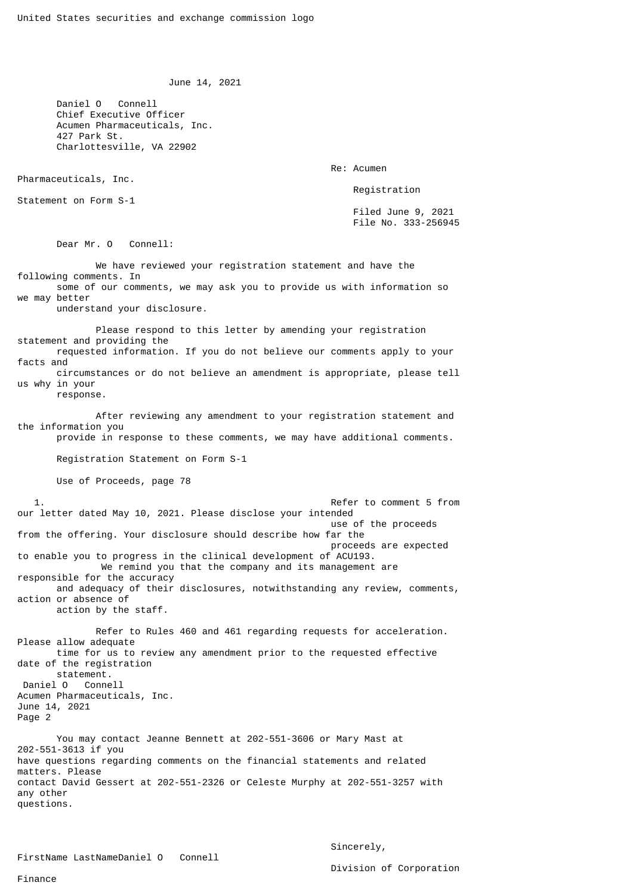United States securities and exchange commission logo

June 14, 2021

Daniel O Connell
Chief Executive Officer
Acumen Pharmaceuticals, Inc.
427 Park St.
Charlottesville, VA 22902

Re: Acumen Pharmaceuticals, Inc.
Registration Statement on Form S-1
Filed June 9, 2021
File No. 333-256945

Dear Mr. O Connell:

We have reviewed your registration statement and have the following comments. In some of our comments, we may ask you to provide us with information so we may better understand your disclosure.

Please respond to this letter by amending your registration statement and providing the requested information. If you do not believe our comments apply to your facts and circumstances or do not believe an amendment is appropriate, please tell us why in your response.

After reviewing any amendment to your registration statement and the information you provide in response to these comments, we may have additional comments.

Registration Statement on Form S-1

Use of Proceeds, page 78

1. Refer to comment 5 from our letter dated May 10, 2021. Please disclose your intended use of the proceeds from the offering. Your disclosure should describe how far the proceeds are expected to enable you to progress in the clinical development of ACU193.

We remind you that the company and its management are responsible for the accuracy and adequacy of their disclosures, notwithstanding any review, comments, action or absence of action by the staff.

Refer to Rules 460 and 461 regarding requests for acceleration. Please allow adequate time for us to review any amendment prior to the requested effective date of the registration statement.

You may contact Jeanne Bennett at 202-551-3606 or Mary Mast at 202-551-3613 if you have questions regarding comments on the financial statements and related matters. Please contact David Gessert at 202-551-2326 or Celeste Murphy at 202-551-3257 with any other questions.

Sincerely,

FirstName LastNameDaniel O Connell

Division of Corporation Finance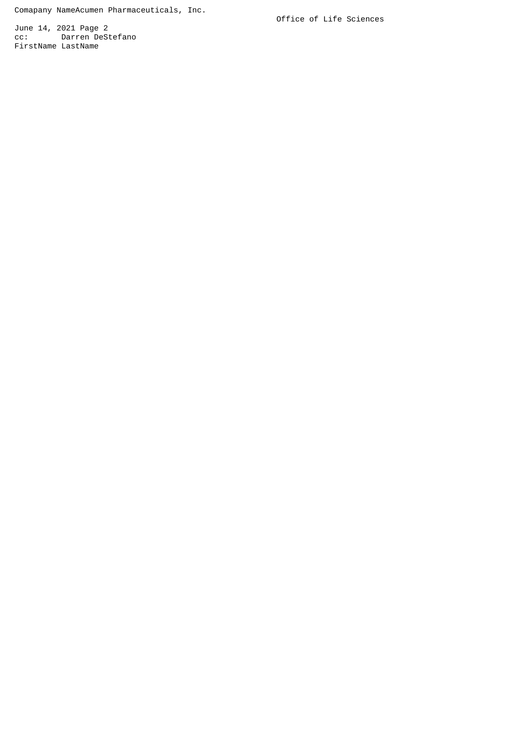Office of Life Sciences

cc: Darren DeStefano